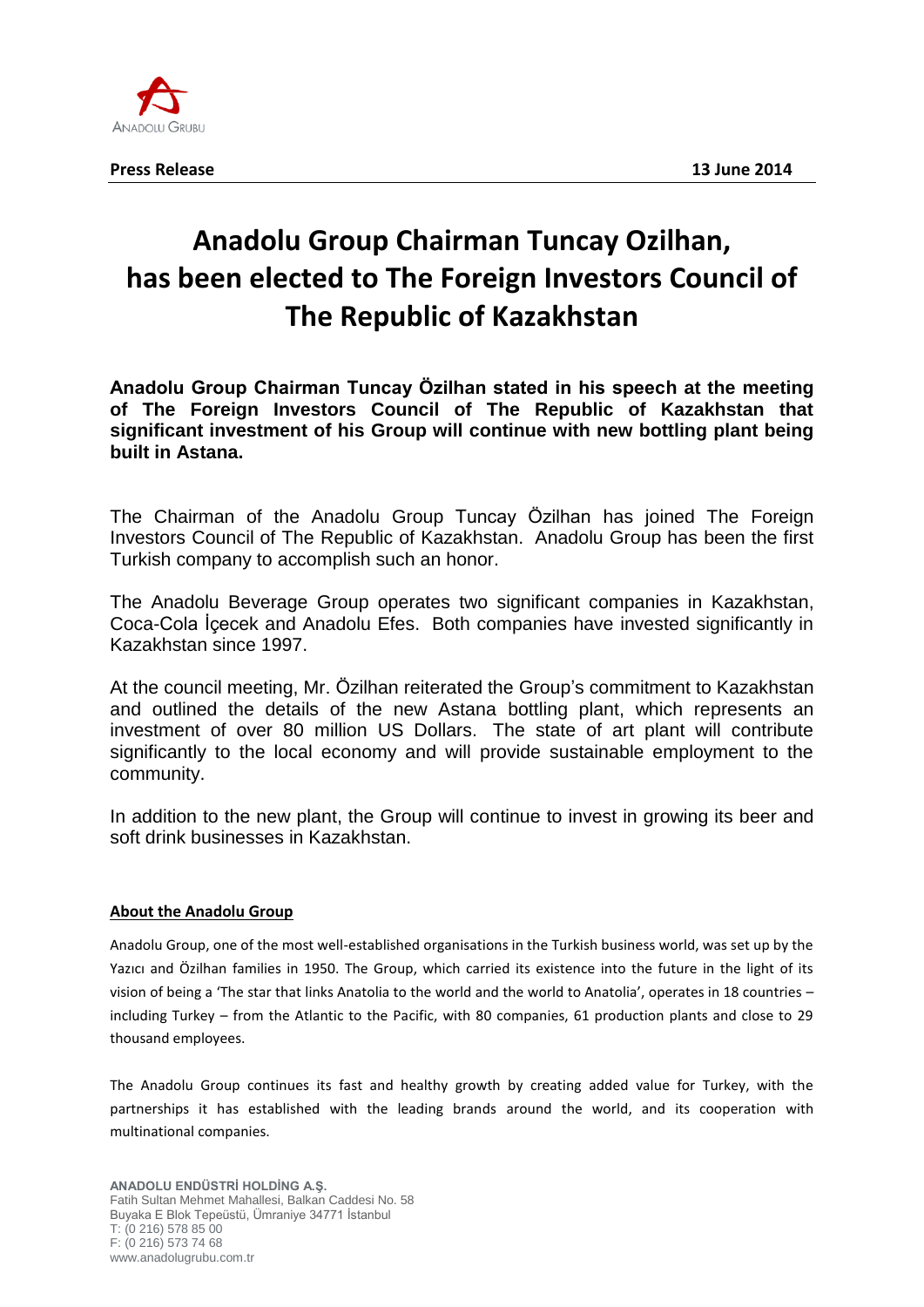ANADOLU GRUBU

**Press Release** **13 June 2014**

# Anadolu Group Chairman Tuncay Ozilhan, has been elected to The Foreign Investors Council of The Republic of Kazakhstan

**Anadolu Group Chairman Tuncay Özilhan stated in his speech at the meeting of The Foreign Investors Council of The Republic of Kazakhstan that significant investment of his Group will continue with new bottling plant being built in Astana.**

The Chairman of the Anadolu Group Tuncay Özilhan has joined The Foreign Investors Council of The Republic of Kazakhstan. Anadolu Group has been the first Turkish company to accomplish such an honor.

The Anadolu Beverage Group operates two significant companies in Kazakhstan, Coca-Cola İçecek and Anadolu Efes. Both companies have invested significantly in Kazakhstan since 1997.

At the council meeting, Mr. Özilhan reiterated the Group's commitment to Kazakhstan and outlined the details of the new Astana bottling plant, which represents an investment of over 80 million US Dollars. The state of art plant will contribute significantly to the local economy and will provide sustainable employment to the community.

In addition to the new plant, the Group will continue to invest in growing its beer and soft drink businesses in Kazakhstan.

## About the Anadolu Group

Anadolu Group, one of the most well-established organisations in the Turkish business world, was set up by the Yazıcı and Özilhan families in 1950. The Group, which carried its existence into the future in the light of its vision of being a 'The star that links Anatolia to the world and the world to Anatolia', operates in 18 countries – including Turkey – from the Atlantic to the Pacific, with 80 companies, 61 production plants and close to 29 thousand employees.

The Anadolu Group continues its fast and healthy growth by creating added value for Turkey, with the partnerships it has established with the leading brands around the world, and its cooperation with multinational companies.

**ANADOLU ENDÜSTRİ HOLDİNG A.Ş.**
Fatih Sultan Mehmet Mahallesi, Balkan Caddesi No. 58
Buyaka E Blok Tepeüstü, Ümraniye 34771 İstanbul
T: (0 216) 578 85 00
F: (0 216) 573 74 68
www.anadolugrubu.com.tr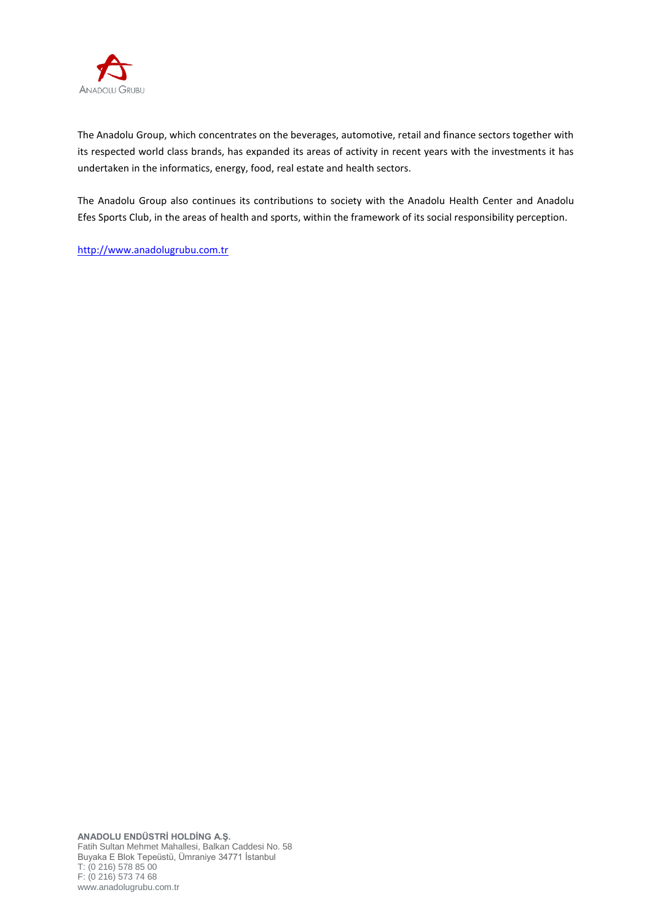The Anadolu Group, which concentrates on the beverages, automotive, retail and finance sectors together with its respected world class brands, has expanded its areas of activity in recent years with the investments it has undertaken in the informatics, energy, food, real estate and health sectors.

The Anadolu Group also continues its contributions to society with the Anadolu Health Center and Anadolu Efes Sports Club, in the areas of health and sports, within the framework of its social responsibility perception.

http://www.anadolugrubu.com.tr

**ANADOLU ENDÜSTRİ HOLDİNG A.Ş.**
Fatih Sultan Mehmet Mahallesi, Balkan Caddesi No. 58
Buyaka E Blok Tepeüstü, Ümraniye 34771 İstanbul
T: (0 216) 578 85 00
F: (0 216) 573 74 68
www.anadolugrubu.com.tr